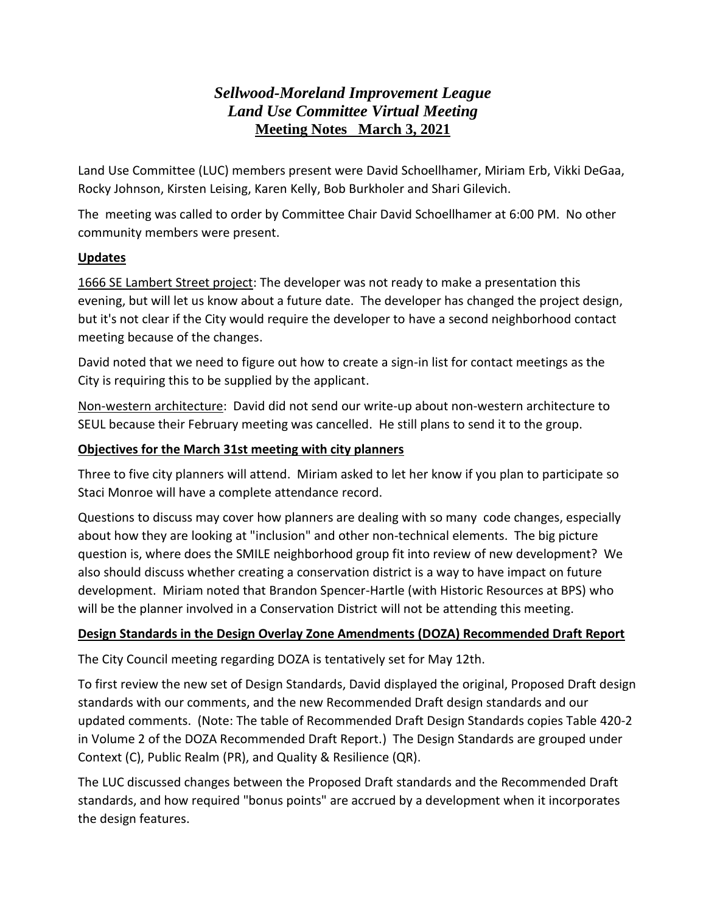# *Sellwood-Moreland Improvement League*
# *Land Use Committee Virtual Meeting*
## Meeting Notes   March 3, 2021

Land Use Committee (LUC) members present were David Schoellhamer, Miriam Erb, Vikki DeGaa, Rocky Johnson, Kirsten Leising, Karen Kelly, Bob Burkholer and Shari Gilevich.

The meeting was called to order by Committee Chair David Schoellhamer at 6:00 PM. No other community members were present.

### Updates

1666 SE Lambert Street project: The developer was not ready to make a presentation this evening, but will let us know about a future date. The developer has changed the project design, but it's not clear if the City would require the developer to have a second neighborhood contact meeting because of the changes.

David noted that we need to figure out how to create a sign-in list for contact meetings as the City is requiring this to be supplied by the applicant.

Non-western architecture: David did not send our write-up about non-western architecture to SEUL because their February meeting was cancelled. He still plans to send it to the group.

### Objectives for the March 31st meeting with city planners

Three to five city planners will attend. Miriam asked to let her know if you plan to participate so Staci Monroe will have a complete attendance record.

Questions to discuss may cover how planners are dealing with so many code changes, especially about how they are looking at "inclusion" and other non-technical elements. The big picture question is, where does the SMILE neighborhood group fit into review of new development? We also should discuss whether creating a conservation district is a way to have impact on future development. Miriam noted that Brandon Spencer-Hartle (with Historic Resources at BPS) who will be the planner involved in a Conservation District will not be attending this meeting.

### Design Standards in the Design Overlay Zone Amendments (DOZA) Recommended Draft Report

The City Council meeting regarding DOZA is tentatively set for May 12th.

To first review the new set of Design Standards, David displayed the original, Proposed Draft design standards with our comments, and the new Recommended Draft design standards and our updated comments. (Note: The table of Recommended Draft Design Standards copies Table 420-2 in Volume 2 of the DOZA Recommended Draft Report.) The Design Standards are grouped under Context (C), Public Realm (PR), and Quality & Resilience (QR).

The LUC discussed changes between the Proposed Draft standards and the Recommended Draft standards, and how required "bonus points" are accrued by a development when it incorporates the design features.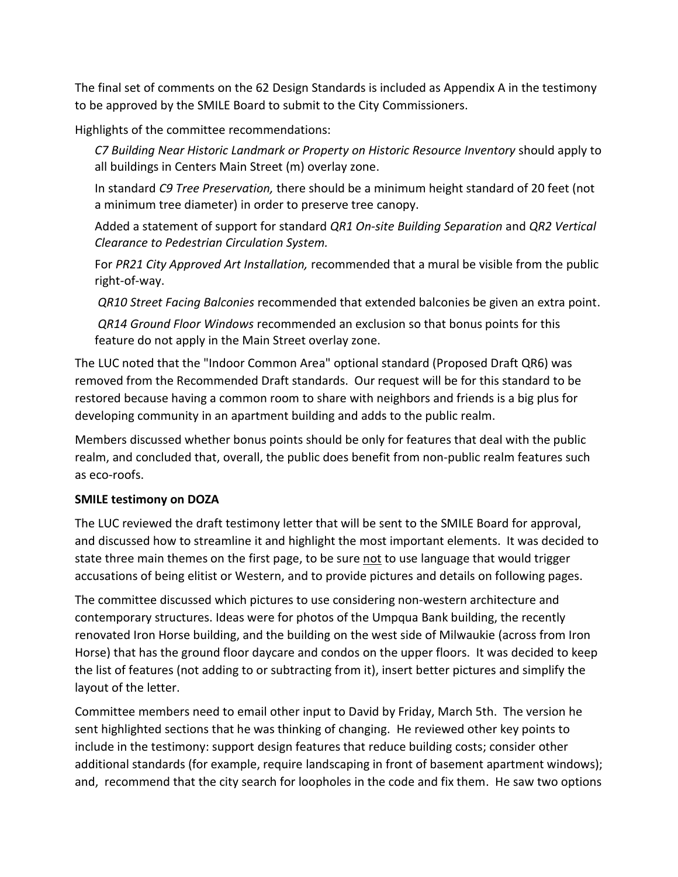The final set of comments on the 62 Design Standards is included as Appendix A in the testimony to be approved by the SMILE Board to submit to the City Commissioners.

Highlights of the committee recommendations:

*C7 Building Near Historic Landmark or Property on Historic Resource Inventory* should apply to all buildings in Centers Main Street (m) overlay zone.

In standard *C9 Tree Preservation,* there should be a minimum height standard of 20 feet (not a minimum tree diameter) in order to preserve tree canopy.

Added a statement of support for standard *QR1 On-site Building Separation* and *QR2 Vertical Clearance to Pedestrian Circulation System.*

For *PR21 City Approved Art Installation,* recommended that a mural be visible from the public right-of-way.

*QR10 Street Facing Balconies* recommended that extended balconies be given an extra point.

*QR14 Ground Floor Windows* recommended an exclusion so that bonus points for this feature do not apply in the Main Street overlay zone.

The LUC noted that the "Indoor Common Area" optional standard (Proposed Draft QR6) was removed from the Recommended Draft standards. Our request will be for this standard to be restored because having a common room to share with neighbors and friends is a big plus for developing community in an apartment building and adds to the public realm.

Members discussed whether bonus points should be only for features that deal with the public realm, and concluded that, overall, the public does benefit from non-public realm features such as eco-roofs.

**SMILE testimony on DOZA**

The LUC reviewed the draft testimony letter that will be sent to the SMILE Board for approval, and discussed how to streamline it and highlight the most important elements. It was decided to state three main themes on the first page, to be sure not to use language that would trigger accusations of being elitist or Western, and to provide pictures and details on following pages.

The committee discussed which pictures to use considering non-western architecture and contemporary structures. Ideas were for photos of the Umpqua Bank building, the recently renovated Iron Horse building, and the building on the west side of Milwaukie (across from Iron Horse) that has the ground floor daycare and condos on the upper floors. It was decided to keep the list of features (not adding to or subtracting from it), insert better pictures and simplify the layout of the letter.

Committee members need to email other input to David by Friday, March 5th. The version he sent highlighted sections that he was thinking of changing. He reviewed other key points to include in the testimony: support design features that reduce building costs; consider other additional standards (for example, require landscaping in front of basement apartment windows); and, recommend that the city search for loopholes in the code and fix them. He saw two options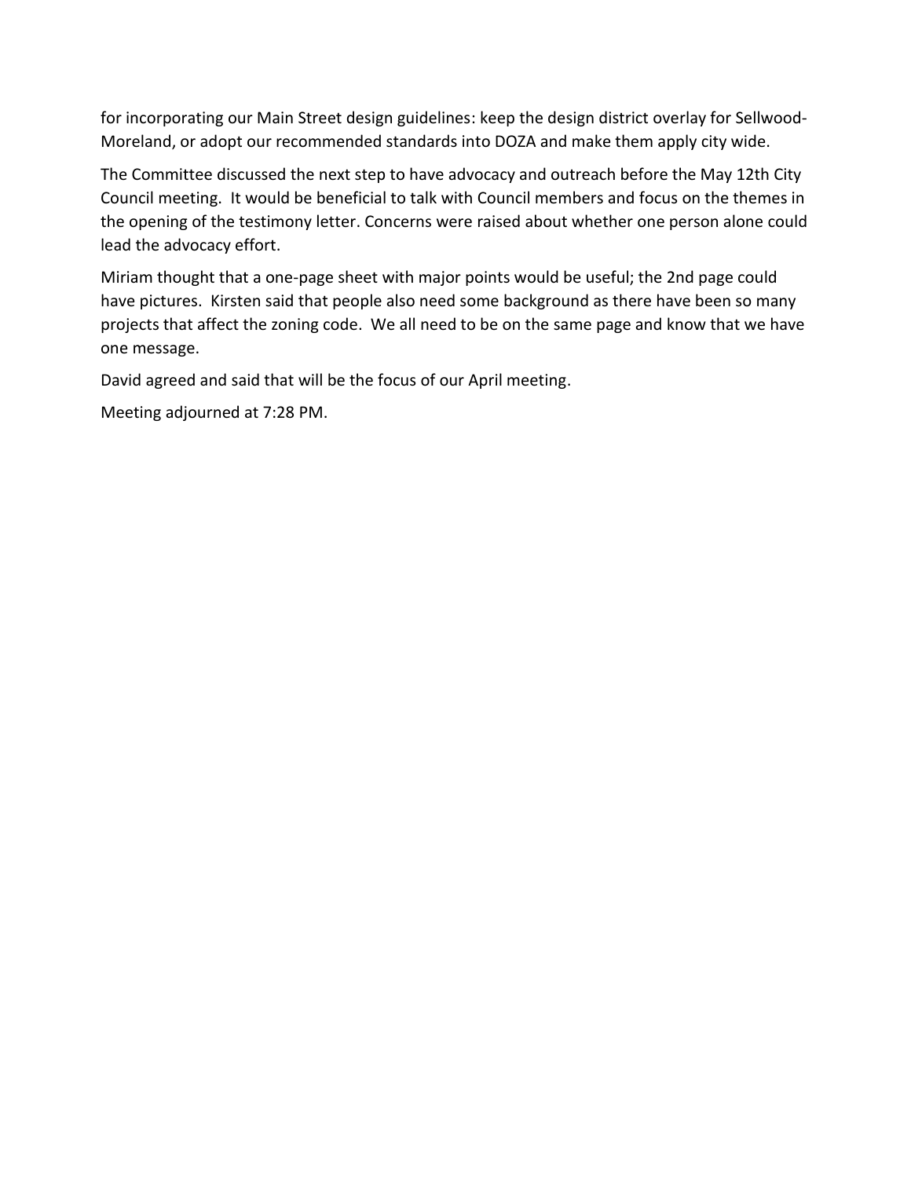for incorporating our Main Street design guidelines: keep the design district overlay for Sellwood-Moreland, or adopt our recommended standards into DOZA and make them apply city wide.

The Committee discussed the next step to have advocacy and outreach before the May 12th City Council meeting. It would be beneficial to talk with Council members and focus on the themes in the opening of the testimony letter. Concerns were raised about whether one person alone could lead the advocacy effort.

Miriam thought that a one-page sheet with major points would be useful; the 2nd page could have pictures. Kirsten said that people also need some background as there have been so many projects that affect the zoning code. We all need to be on the same page and know that we have one message.

David agreed and said that will be the focus of our April meeting.

Meeting adjourned at 7:28 PM.